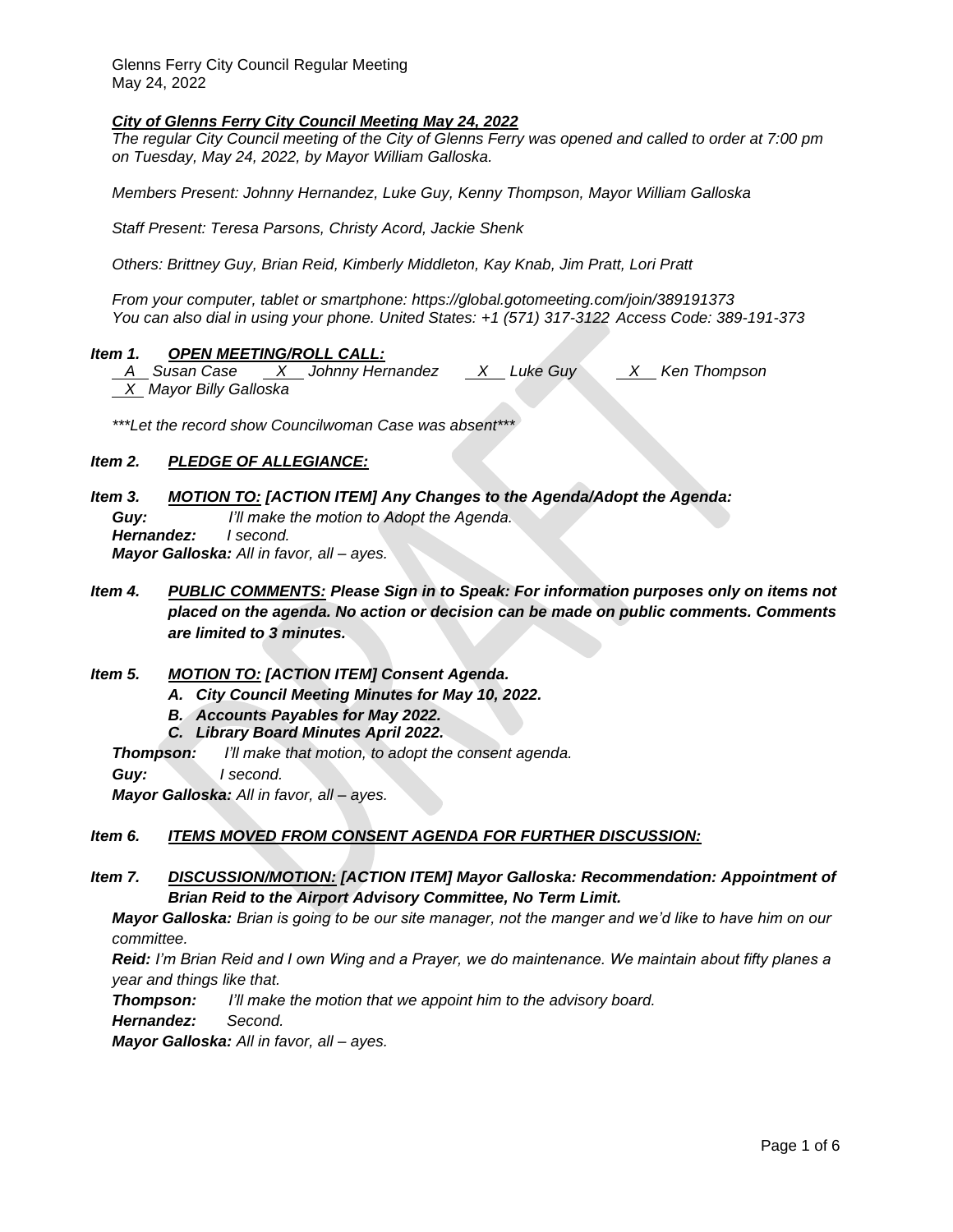Glenns Ferry City Council Regular Meeting
May 24, 2022

***City of Glenns Ferry City Council Meeting May 24, 2022***
*The regular City Council meeting of the City of Glenns Ferry was opened and called to order at 7:00 pm on Tuesday, May 24, 2022, by Mayor William Galloska.*

*Members Present: Johnny Hernandez, Luke Guy, Kenny Thompson, Mayor William Galloska*

*Staff Present: Teresa Parsons, Christy Acord, Jackie Shenk*

*Others: Brittney Guy, Brian Reid, Kimberly Middleton, Kay Knab, Jim Pratt, Lori Pratt*

*From your computer, tablet or smartphone: https://global.gotomeeting.com/join/389191373*
*You can also dial in using your phone. United States: +1 (571) 317-3122 Access Code: 389-191-373*

***Item 1. OPEN MEETING/ROLL CALL:***
*\_A\_ Susan Case \_X\_ Johnny Hernandez \_X\_ Luke Guy \_X\_ Ken Thompson*
*\_X\_ Mayor Billy Galloska*

*\*\*\*Let the record show Councilwoman Case was absent\*\*\**

***Item 2. PLEDGE OF ALLEGIANCE:***

***Item 3. MOTION TO: [ACTION ITEM] Any Changes to the Agenda/Adopt the Agenda:***
***Guy:*** *I'll make the motion to Adopt the Agenda.*
***Hernandez:*** *I second.*
***Mayor Galloska:*** *All in favor, all – ayes.*

***Item 4. PUBLIC COMMENTS: Please Sign in to Speak: For information purposes only on items not placed on the agenda. No action or decision can be made on public comments. Comments are limited to 3 minutes.***

***Item 5. MOTION TO: [ACTION ITEM] Consent Agenda.***
- ***A. City Council Meeting Minutes for May 10, 2022.***
- ***B. Accounts Payables for May 2022.***
- ***C. Library Board Minutes April 2022.***

***Thompson:*** *I'll make that motion, to adopt the consent agenda.*
***Guy:*** *I second.*
***Mayor Galloska:*** *All in favor, all – ayes.*

***Item 6. ITEMS MOVED FROM CONSENT AGENDA FOR FURTHER DISCUSSION:***

***Item 7. DISCUSSION/MOTION: [ACTION ITEM] Mayor Galloska: Recommendation: Appointment of Brian Reid to the Airport Advisory Committee, No Term Limit.***
***Mayor Galloska:*** *Brian is going to be our site manager, not the manger and we'd like to have him on our committee.*
***Reid:*** *I'm Brian Reid and I own Wing and a Prayer, we do maintenance. We maintain about fifty planes a year and things like that.*
***Thompson:*** *I'll make the motion that we appoint him to the advisory board.*
***Hernandez:*** *Second.*
***Mayor Galloska:*** *All in favor, all – ayes.*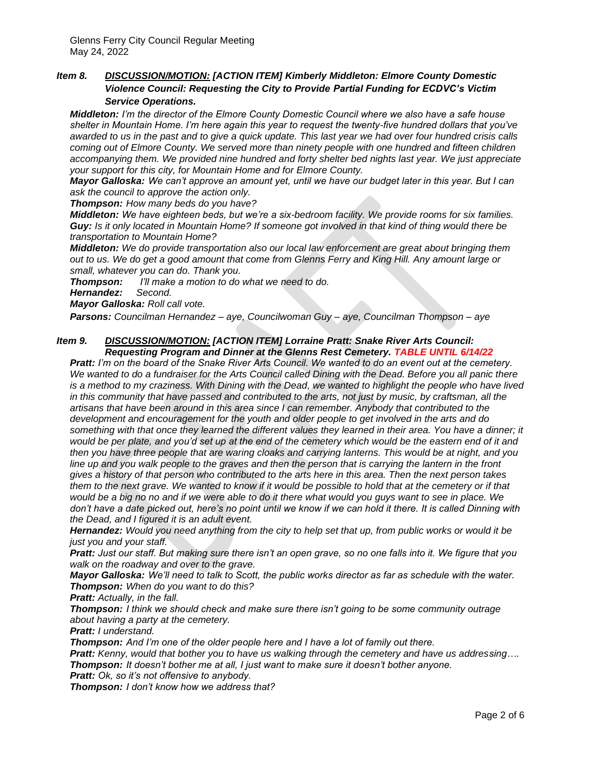### *Item 8.* ***DISCUSSION/MOTION:*** ***[ACTION ITEM] Kimberly Middleton: Elmore County Domestic Violence Council: Requesting the City to Provide Partial Funding for ECDVC's Victim Service Operations.***

***Middleton:*** *I'm the director of the Elmore County Domestic Council where we also have a safe house shelter in Mountain Home. I'm here again this year to request the twenty-five hundred dollars that you've awarded to us in the past and to give a quick update. This last year we had over four hundred crisis calls coming out of Elmore County. We served more than ninety people with one hundred and fifteen children accompanying them. We provided nine hundred and forty shelter bed nights last year. We just appreciate your support for this city, for Mountain Home and for Elmore County.*

***Mayor Galloska:*** *We can't approve an amount yet, until we have our budget later in this year. But I can ask the council to approve the action only.*

***Thompson:*** *How many beds do you have?*

***Middleton:*** *We have eighteen beds, but we're a six-bedroom facility. We provide rooms for six families.*

***Guy:*** *Is it only located in Mountain Home? If someone got involved in that kind of thing would there be transportation to Mountain Home?*

***Middleton:*** *We do provide transportation also our local law enforcement are great about bringing them out to us. We do get a good amount that come from Glenns Ferry and King Hill. Any amount large or small, whatever you can do. Thank you.*

***Thompson:*** *I'll make a motion to do what we need to do.*

***Hernandez:*** *Second.*

***Mayor Galloska:*** *Roll call vote.*

***Parsons:*** *Councilman Hernandez – aye, Councilwoman Guy – aye, Councilman Thompson – aye*

### *Item 9.* ***DISCUSSION/MOTION:*** ***[ACTION ITEM] Lorraine Pratt: Snake River Arts Council: Requesting Program and Dinner at the Glenns Rest Cemetery. TABLE UNTIL 6/14/22***

***Pratt:*** *I'm on the board of the Snake River Arts Council. We wanted to do an event out at the cemetery. We wanted to do a fundraiser for the Arts Council called Dining with the Dead. Before you all panic there is a method to my craziness. With Dining with the Dead, we wanted to highlight the people who have lived in this community that have passed and contributed to the arts, not just by music, by craftsman, all the artisans that have been around in this area since I can remember. Anybody that contributed to the development and encouragement for the youth and older people to get involved in the arts and do something with that once they learned the different values they learned in their area. You have a dinner; it would be per plate, and you'd set up at the end of the cemetery which would be the eastern end of it and then you have three people that are waring cloaks and carrying lanterns. This would be at night, and you line up and you walk people to the graves and then the person that is carrying the lantern in the front gives a history of that person who contributed to the arts here in this area. Then the next person takes them to the next grave. We wanted to know if it would be possible to hold that at the cemetery or if that would be a big no no and if we were able to do it there what would you guys want to see in place. We don't have a date picked out, here's no point until we know if we can hold it there. It is called Dinning with the Dead, and I figured it is an adult event.*

***Hernandez:*** *Would you need anything from the city to help set that up, from public works or would it be just you and your staff.*

***Pratt:*** *Just our staff. But making sure there isn't an open grave, so no one falls into it. We figure that you walk on the roadway and over to the grave.*

***Mayor Galloska:*** *We'll need to talk to Scott, the public works director as far as schedule with the water.*

***Thompson:*** *When do you want to do this?*

***Pratt:*** *Actually, in the fall.*

***Thompson:*** *I think we should check and make sure there isn't going to be some community outrage about having a party at the cemetery.*

***Pratt:*** *I understand.*

***Thompson:*** *And I'm one of the older people here and I have a lot of family out there.*

***Pratt:*** *Kenny, would that bother you to have us walking through the cemetery and have us addressing….*

***Thompson:*** *It doesn't bother me at all, I just want to make sure it doesn't bother anyone.*

***Pratt:*** *Ok, so it's not offensive to anybody.*

***Thompson:*** *I don't know how we address that?*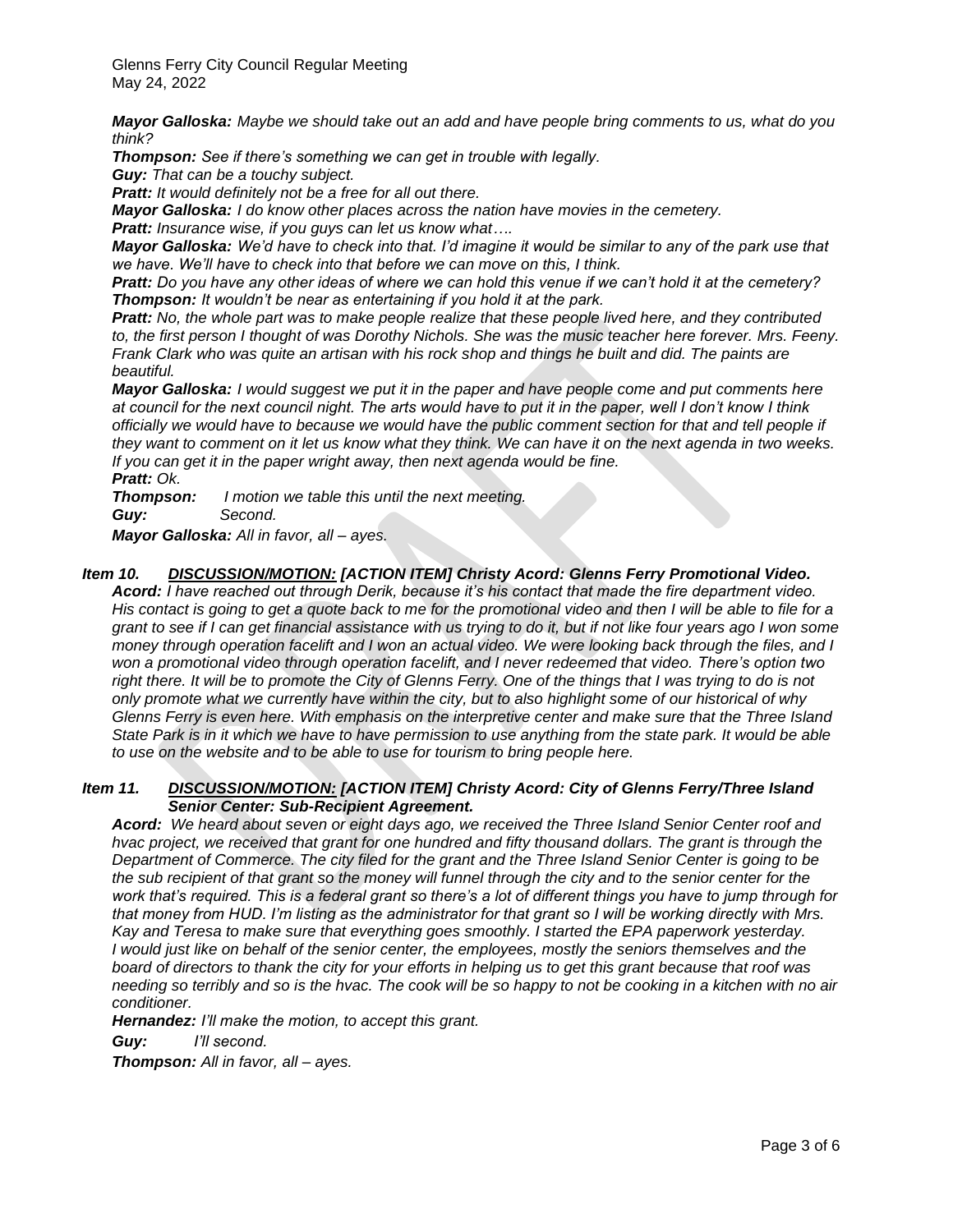***Mayor Galloska:*** *Maybe we should take out an add and have people bring comments to us, what do you think?*
***Thompson:*** *See if there's something we can get in trouble with legally.*
***Guy:*** *That can be a touchy subject.*
***Pratt:*** *It would definitely not be a free for all out there.*
***Mayor Galloska:*** *I do know other places across the nation have movies in the cemetery.*
***Pratt:*** *Insurance wise, if you guys can let us know what….*
***Mayor Galloska:*** *We'd have to check into that. I'd imagine it would be similar to any of the park use that we have. We'll have to check into that before we can move on this, I think.*
***Pratt:*** *Do you have any other ideas of where we can hold this venue if we can't hold it at the cemetery?*
***Thompson:*** *It wouldn't be near as entertaining if you hold it at the park.*
***Pratt:*** *No, the whole part was to make people realize that these people lived here, and they contributed to, the first person I thought of was Dorothy Nichols. She was the music teacher here forever. Mrs. Feeny. Frank Clark who was quite an artisan with his rock shop and things he built and did. The paints are beautiful.*
***Mayor Galloska:*** *I would suggest we put it in the paper and have people come and put comments here at council for the next council night. The arts would have to put it in the paper, well I don't know I think officially we would have to because we would have the public comment section for that and tell people if they want to comment on it let us know what they think. We can have it on the next agenda in two weeks. If you can get it in the paper wright away, then next agenda would be fine.*
***Pratt:*** *Ok.*
***Thompson:*** *I motion we table this until the next meeting.*
***Guy:*** *Second.*
***Mayor Galloska:*** *All in favor, all – ayes.*

***Item 10. <u>DISCUSSION/MOTION:</u> [ACTION ITEM] Christy Acord: Glenns Ferry Promotional Video.***
***Acord:*** *I have reached out through Derik, because it's his contact that made the fire department video. His contact is going to get a quote back to me for the promotional video and then I will be able to file for a grant to see if I can get financial assistance with us trying to do it, but if not like four years ago I won some money through operation facelift and I won an actual video. We were looking back through the files, and I won a promotional video through operation facelift, and I never redeemed that video. There's option two right there. It will be to promote the City of Glenns Ferry. One of the things that I was trying to do is not only promote what we currently have within the city, but to also highlight some of our historical of why Glenns Ferry is even here. With emphasis on the interpretive center and make sure that the Three Island State Park is in it which we have to have permission to use anything from the state park. It would be able to use on the website and to be able to use for tourism to bring people here.*

***Item 11. <u>DISCUSSION/MOTION:</u> [ACTION ITEM] Christy Acord: City of Glenns Ferry/Three Island Senior Center: Sub-Recipient Agreement.***
***Acord:*** *We heard about seven or eight days ago, we received the Three Island Senior Center roof and hvac project, we received that grant for one hundred and fifty thousand dollars. The grant is through the Department of Commerce. The city filed for the grant and the Three Island Senior Center is going to be the sub recipient of that grant so the money will funnel through the city and to the senior center for the work that's required. This is a federal grant so there's a lot of different things you have to jump through for that money from HUD. I'm listing as the administrator for that grant so I will be working directly with Mrs. Kay and Teresa to make sure that everything goes smoothly. I started the EPA paperwork yesterday. I would just like on behalf of the senior center, the employees, mostly the seniors themselves and the board of directors to thank the city for your efforts in helping us to get this grant because that roof was needing so terribly and so is the hvac. The cook will be so happy to not be cooking in a kitchen with no air conditioner.*
***Hernandez:*** *I'll make the motion, to accept this grant.*
***Guy:*** *I'll second.*
***Thompson:*** *All in favor, all – ayes.*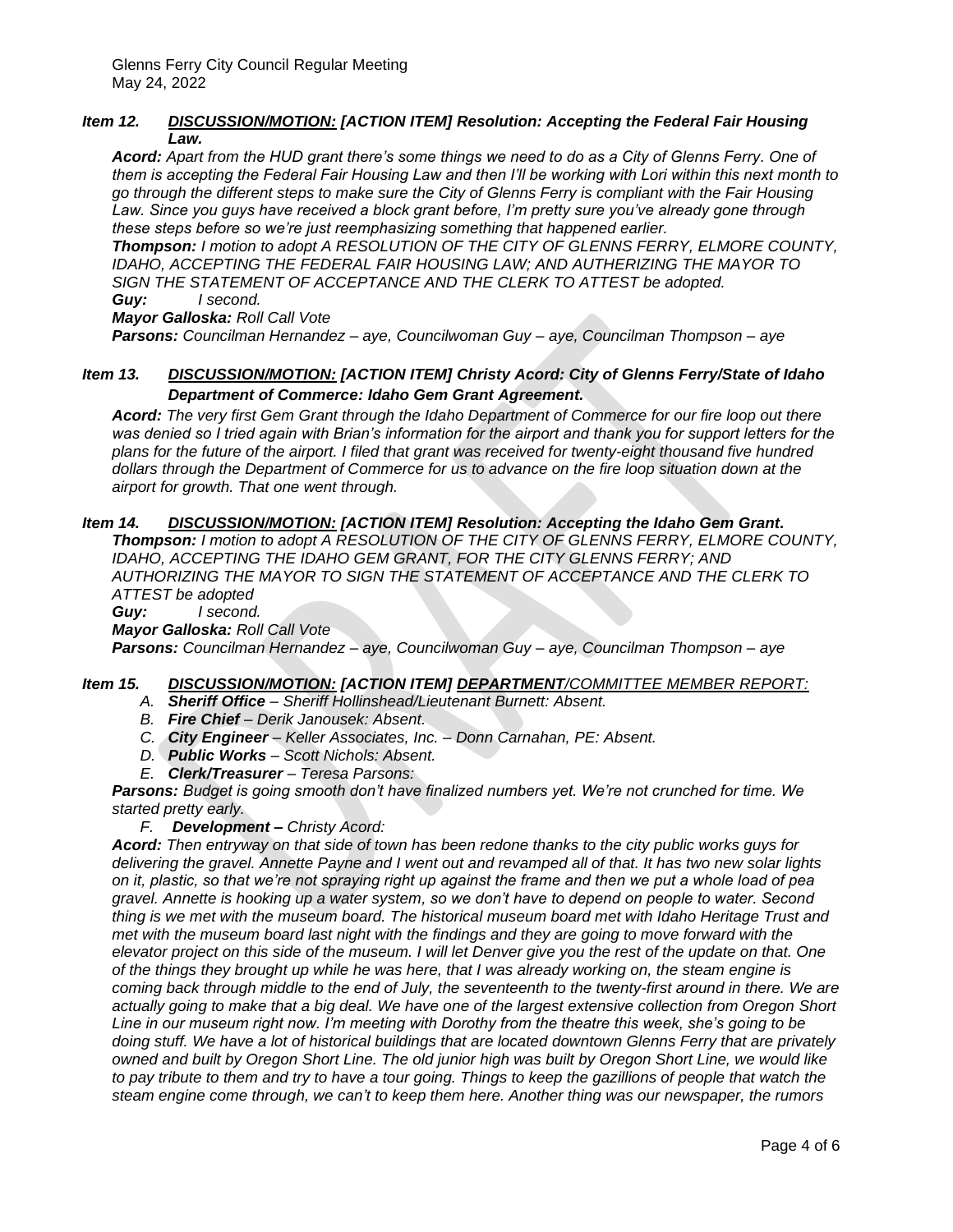### *Item 12. __DISCUSSION/MOTION:__ [ACTION ITEM] Resolution: Accepting the Federal Fair Housing Law.*

***Acord:*** *Apart from the HUD grant there's some things we need to do as a City of Glenns Ferry. One of them is accepting the Federal Fair Housing Law and then I'll be working with Lori within this next month to go through the different steps to make sure the City of Glenns Ferry is compliant with the Fair Housing Law. Since you guys have received a block grant before, I'm pretty sure you've already gone through these steps before so we're just reemphasizing something that happened earlier.*

***Thompson:*** *I motion to adopt A RESOLUTION OF THE CITY OF GLENNS FERRY, ELMORE COUNTY, IDAHO, ACCEPTING THE FEDERAL FAIR HOUSING LAW; AND AUTHERIZING THE MAYOR TO SIGN THE STATEMENT OF ACCEPTANCE AND THE CLERK TO ATTEST be adopted.*

***Guy:*** *I second.*

***Mayor Galloska:*** *Roll Call Vote*

***Parsons:*** *Councilman Hernandez – aye, Councilwoman Guy – aye, Councilman Thompson – aye*

### *Item 13. __DISCUSSION/MOTION:__ [ACTION ITEM] Christy Acord: City of Glenns Ferry/State of Idaho Department of Commerce: Idaho Gem Grant Agreement.*

***Acord:*** *The very first Gem Grant through the Idaho Department of Commerce for our fire loop out there was denied so I tried again with Brian's information for the airport and thank you for support letters for the plans for the future of the airport. I filed that grant was received for twenty-eight thousand five hundred dollars through the Department of Commerce for us to advance on the fire loop situation down at the airport for growth. That one went through.*

### *Item 14. __DISCUSSION/MOTION:__ [ACTION ITEM] Resolution: Accepting the Idaho Gem Grant.*

***Thompson:*** *I motion to adopt A RESOLUTION OF THE CITY OF GLENNS FERRY, ELMORE COUNTY, IDAHO, ACCEPTING THE IDAHO GEM GRANT, FOR THE CITY GLENNS FERRY; AND AUTHORIZING THE MAYOR TO SIGN THE STATEMENT OF ACCEPTANCE AND THE CLERK TO ATTEST be adopted*

***Guy:*** *I second.*

***Mayor Galloska:*** *Roll Call Vote*

***Parsons:*** *Councilman Hernandez – aye, Councilwoman Guy – aye, Councilman Thompson – aye*

### *Item 15. __DISCUSSION/MOTION:__ [ACTION ITEM] __DEPARTMENT__/COMMITTEE MEMBER REPORT:*

- *A. **Sheriff Office** – Sheriff Hollinshead/Lieutenant Burnett: Absent.*
- *B. **Fire Chief** – Derik Janousek: Absent.*
- *C. **City Engineer** – Keller Associates, Inc. – Donn Carnahan, PE: Absent.*
- *D. **Public Works** – Scott Nichols: Absent.*
- *E. **Clerk/Treasurer** – Teresa Parsons:*

***Parsons:*** *Budget is going smooth don't have finalized numbers yet. We're not crunched for time. We started pretty early.*

- *F. **Development –** Christy Acord:*

***Acord:*** *Then entryway on that side of town has been redone thanks to the city public works guys for delivering the gravel. Annette Payne and I went out and revamped all of that. It has two new solar lights on it, plastic, so that we're not spraying right up against the frame and then we put a whole load of pea gravel. Annette is hooking up a water system, so we don't have to depend on people to water. Second thing is we met with the museum board. The historical museum board met with Idaho Heritage Trust and met with the museum board last night with the findings and they are going to move forward with the elevator project on this side of the museum. I will let Denver give you the rest of the update on that. One of the things they brought up while he was here, that I was already working on, the steam engine is coming back through middle to the end of July, the seventeenth to the twenty-first around in there. We are actually going to make that a big deal. We have one of the largest extensive collection from Oregon Short Line in our museum right now. I'm meeting with Dorothy from the theatre this week, she's going to be doing stuff. We have a lot of historical buildings that are located downtown Glenns Ferry that are privately owned and built by Oregon Short Line. The old junior high was built by Oregon Short Line, we would like to pay tribute to them and try to have a tour going. Things to keep the gazillions of people that watch the steam engine come through, we can't to keep them here. Another thing was our newspaper, the rumors*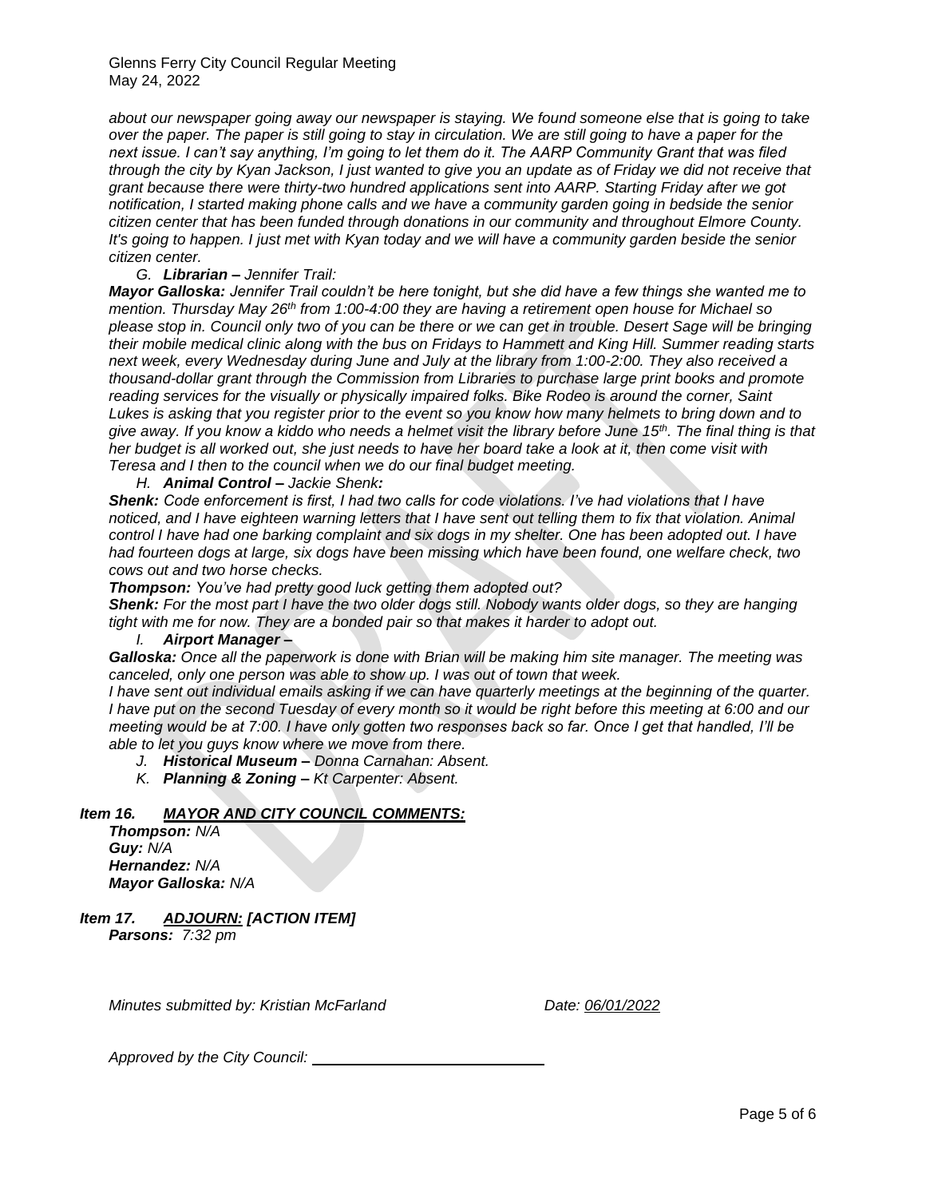*about our newspaper going away our newspaper is staying. We found someone else that is going to take over the paper. The paper is still going to stay in circulation. We are still going to have a paper for the next issue. I can't say anything, I'm going to let them do it. The AARP Community Grant that was filed through the city by Kyan Jackson, I just wanted to give you an update as of Friday we did not receive that grant because there were thirty-two hundred applications sent into AARP. Starting Friday after we got notification, I started making phone calls and we have a community garden going in bedside the senior citizen center that has been funded through donations in our community and throughout Elmore County. It's going to happen. I just met with Kyan today and we will have a community garden beside the senior citizen center.*

*G. **Librarian –** Jennifer Trail:*

***Mayor Galloska:** Jennifer Trail couldn't be here tonight, but she did have a few things she wanted me to mention. Thursday May 26th from 1:00-4:00 they are having a retirement open house for Michael so please stop in. Council only two of you can be there or we can get in trouble. Desert Sage will be bringing their mobile medical clinic along with the bus on Fridays to Hammett and King Hill. Summer reading starts next week, every Wednesday during June and July at the library from 1:00-2:00. They also received a thousand-dollar grant through the Commission from Libraries to purchase large print books and promote reading services for the visually or physically impaired folks. Bike Rodeo is around the corner, Saint Lukes is asking that you register prior to the event so you know how many helmets to bring down and to give away. If you know a kiddo who needs a helmet visit the library before June 15th. The final thing is that her budget is all worked out, she just needs to have her board take a look at it, then come visit with Teresa and I then to the council when we do our final budget meeting.*

*H. **Animal Control –** Jackie Shenk**:***

***Shenk:** Code enforcement is first, I had two calls for code violations. I've had violations that I have noticed, and I have eighteen warning letters that I have sent out telling them to fix that violation. Animal control I have had one barking complaint and six dogs in my shelter. One has been adopted out. I have had fourteen dogs at large, six dogs have been missing which have been found, one welfare check, two cows out and two horse checks.*

***Thompson:** You've had pretty good luck getting them adopted out?*

***Shenk:** For the most part I have the two older dogs still. Nobody wants older dogs, so they are hanging tight with me for now. They are a bonded pair so that makes it harder to adopt out.*

*I. **Airport Manager –***

***Galloska:** Once all the paperwork is done with Brian will be making him site manager. The meeting was canceled, only one person was able to show up. I was out of town that week.*

*I have sent out individual emails asking if we can have quarterly meetings at the beginning of the quarter. I have put on the second Tuesday of every month so it would be right before this meeting at 6:00 and our meeting would be at 7:00. I have only gotten two responses back so far. Once I get that handled, I'll be able to let you guys know where we move from there.*

*J. **Historical Museum –** Donna Carnahan: Absent.*

*K. **Planning & Zoning –** Kt Carpenter: Absent.*

***Item 16. <u>MAYOR AND CITY COUNCIL COMMENTS:</u>***

***Thompson:** N/A*
***Guy:** N/A*
***Hernandez:** N/A*
***Mayor Galloska:** N/A*

***Item 17. <u>ADJOURN:</u> [ACTION ITEM]***

***Parsons:** 7:32 pm*

*Minutes submitted by: Kristian McFarland* *Date: <u>06/01/2022</u>*

*Approved by the City Council: ____________________________*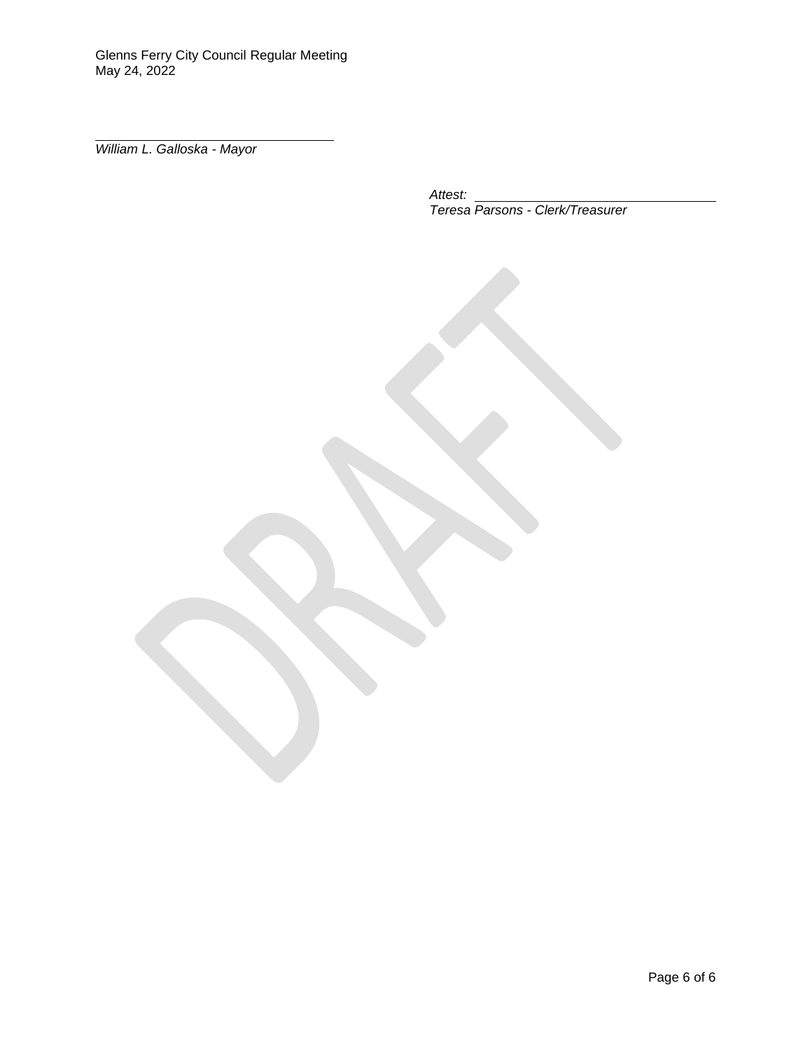*William L. Galloska - Mayor*

*Attest:* ______________________________
*Teresa Parsons - Clerk/Treasurer*